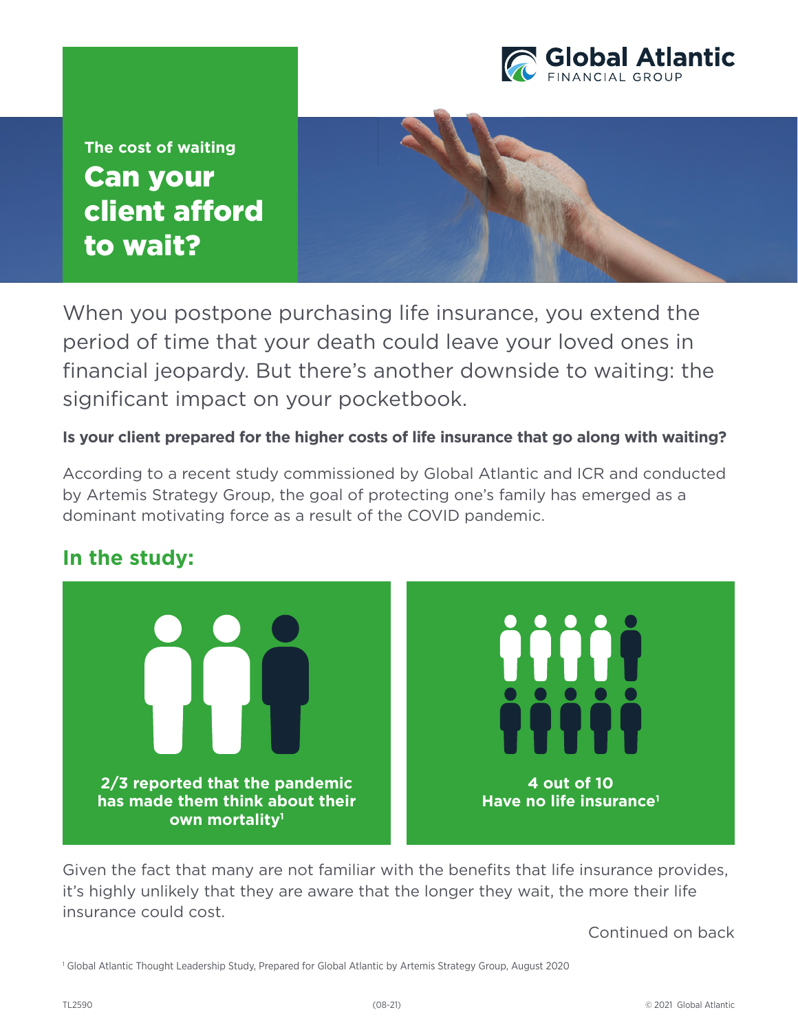Global Atlantic
FINANCIAL GROUP

The cost of waiting

# Can your client afford to wait?

When you postpone purchasing life insurance, you extend the period of time that your death could leave your loved ones in financial jeopardy. But there's another downside to waiting: the significant impact on your pocketbook.

**Is your client prepared for the higher costs of life insurance that go along with waiting?**

According to a recent study commissioned by Global Atlantic and ICR and conducted by Artemis Strategy Group, the goal of protecting one's family has emerged as a dominant motivating force as a result of the COVID pandemic.

## In the study:

**2/3 reported that the pandemic has made them think about their own mortality[1]**

**4 out of 10 Have no life insurance[1]**

Given the fact that many are not familiar with the benefits that life insurance provides, it's highly unlikely that they are aware that the longer they wait, the more their life insurance could cost.

Continued on back

[1] Global Atlantic Thought Leadership Study, Prepared for Global Atlantic by Artemis Strategy Group, August 2020

TL2590 (08-21) © 2021 Global Atlantic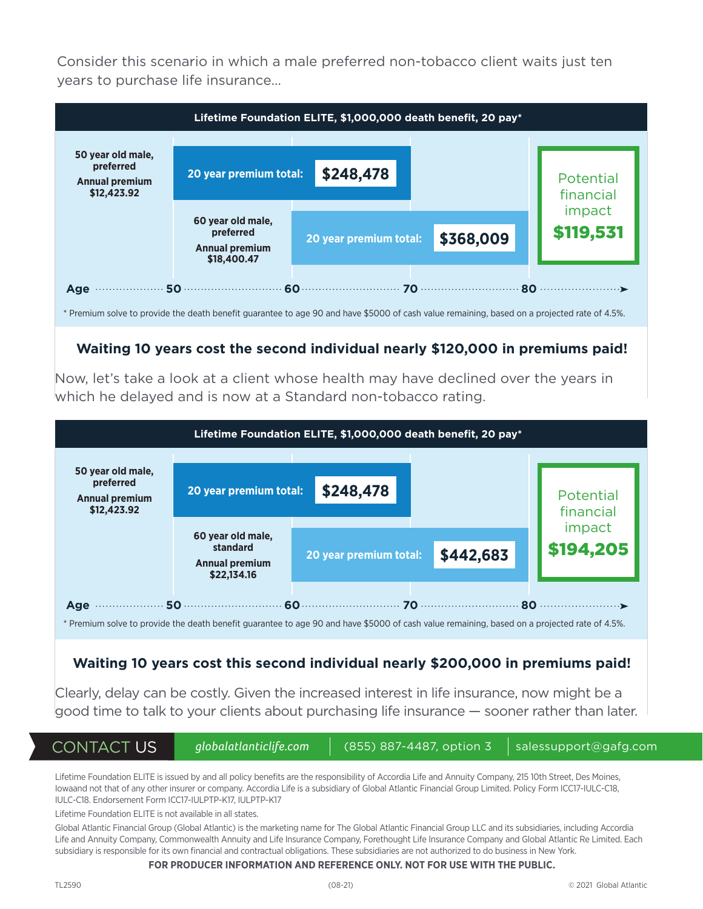Consider this scenario in which a male preferred non-tobacco client waits just ten years to purchase life insurance...

**Lifetime Foundation ELITE, $1,000,000 death benefit, 20 pay***

**50 year old male, preferred**
**Annual premium $12,423.92**

**20 year premium total: $248,478**

**60 year old male, preferred**
**Annual premium $18,400.47**

**20 year premium total: $368,009**

Potential financial impact **$119,531**

Age 50 60 70 80

\* Premium solve to provide the death benefit guarantee to age 90 and have $5000 of cash value remaining, based on a projected rate of 4.5%.

**Waiting 10 years cost the second individual nearly $120,000 in premiums paid!**

Now, let's take a look at a client whose health may have declined over the years in which he delayed and is now at a Standard non-tobacco rating.

**Lifetime Foundation ELITE, $1,000,000 death benefit, 20 pay***

**50 year old male, preferred**
**Annual premium $12,423.92**

**20 year premium total: $248,478**

**60 year old male, standard**
**Annual premium $22,134.16**

**20 year premium total: $442,683**

Potential financial impact **$194,205**

Age 50 60 70 80

\* Premium solve to provide the death benefit guarantee to age 90 and have $5000 of cash value remaining, based on a projected rate of 4.5%.

**Waiting 10 years cost this second individual nearly $200,000 in premiums paid!**

Clearly, delay can be costly. Given the increased interest in life insurance, now might be a good time to talk to your clients about purchasing life insurance — sooner rather than later.

CONTACT US | *globalatlanticlife.com* | (855) 887-4487, option 3 | salessupport@gafg.com

Lifetime Foundation ELITE is issued by and all policy benefits are the responsibility of Accordia Life and Annuity Company, 215 10th Street, Des Moines, Iowaand not that of any other insurer or company. Accordia Life is a subsidiary of Global Atlantic Financial Group Limited. Policy Form ICC17-IULC-C18, IULC-C18. Endorsement Form ICC17-IULPTP-K17, IULPTP-K17

Lifetime Foundation ELITE is not available in all states.

Global Atlantic Financial Group (Global Atlantic) is the marketing name for The Global Atlantic Financial Group LLC and its subsidiaries, including Accordia Life and Annuity Company, Commonwealth Annuity and Life Insurance Company, Forethought Life Insurance Company and Global Atlantic Re Limited. Each subsidiary is responsible for its own financial and contractual obligations. These subsidiaries are not authorized to do business in New York.

**FOR PRODUCER INFORMATION AND REFERENCE ONLY. NOT FOR USE WITH THE PUBLIC.**

TL2590 (08-21) © 2021 Global Atlantic